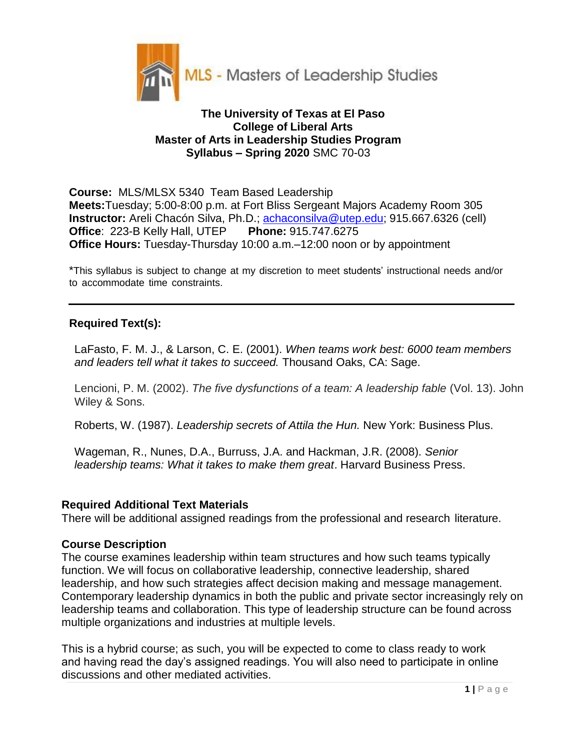MLS - Masters of Leadership Studies

**The University of Texas at El Paso**
**College of Liberal Arts**
**Master of Arts in Leadership Studies Program**
**Syllabus – Spring 2020** SMC 70-03

**Course:** MLS/MLSX 5340 Team Based Leadership
**Meets:** Tuesday; 5:00-8:00 p.m. at Fort Bliss Sergeant Majors Academy Room 305
**Instructor:** Areli Chacón Silva, Ph.D.; achaconsilva@utep.edu; 915.667.6326 (cell)
**Office**: 223-B Kelly Hall, UTEP **Phone:** 915.747.6275
**Office Hours:** Tuesday-Thursday 10:00 a.m.–12:00 noon or by appointment

*This syllabus is subject to change at my discretion to meet students' instructional needs and/or to accommodate time constraints.

---

## Required Text(s):

LaFasto, F. M. J., & Larson, C. E. (2001). *When teams work best: 6000 team members and leaders tell what it takes to succeed.* Thousand Oaks, CA: Sage.

Lencioni, P. M. (2002). *The five dysfunctions of a team: A leadership fable* (Vol. 13). John Wiley & Sons.

Roberts, W. (1987). *Leadership secrets of Attila the Hun.* New York: Business Plus.

Wageman, R., Nunes, D.A., Burruss, J.A. and Hackman, J.R. (2008). *Senior leadership teams: What it takes to make them great*. Harvard Business Press.

## Required Additional Text Materials

There will be additional assigned readings from the professional and research literature.

## Course Description

The course examines leadership within team structures and how such teams typically function. We will focus on collaborative leadership, connective leadership, shared leadership, and how such strategies affect decision making and message management. Contemporary leadership dynamics in both the public and private sector increasingly rely on leadership teams and collaboration. This type of leadership structure can be found across multiple organizations and industries at multiple levels.

This is a hybrid course; as such, you will be expected to come to class ready to work and having read the day's assigned readings. You will also need to participate in online discussions and other mediated activities.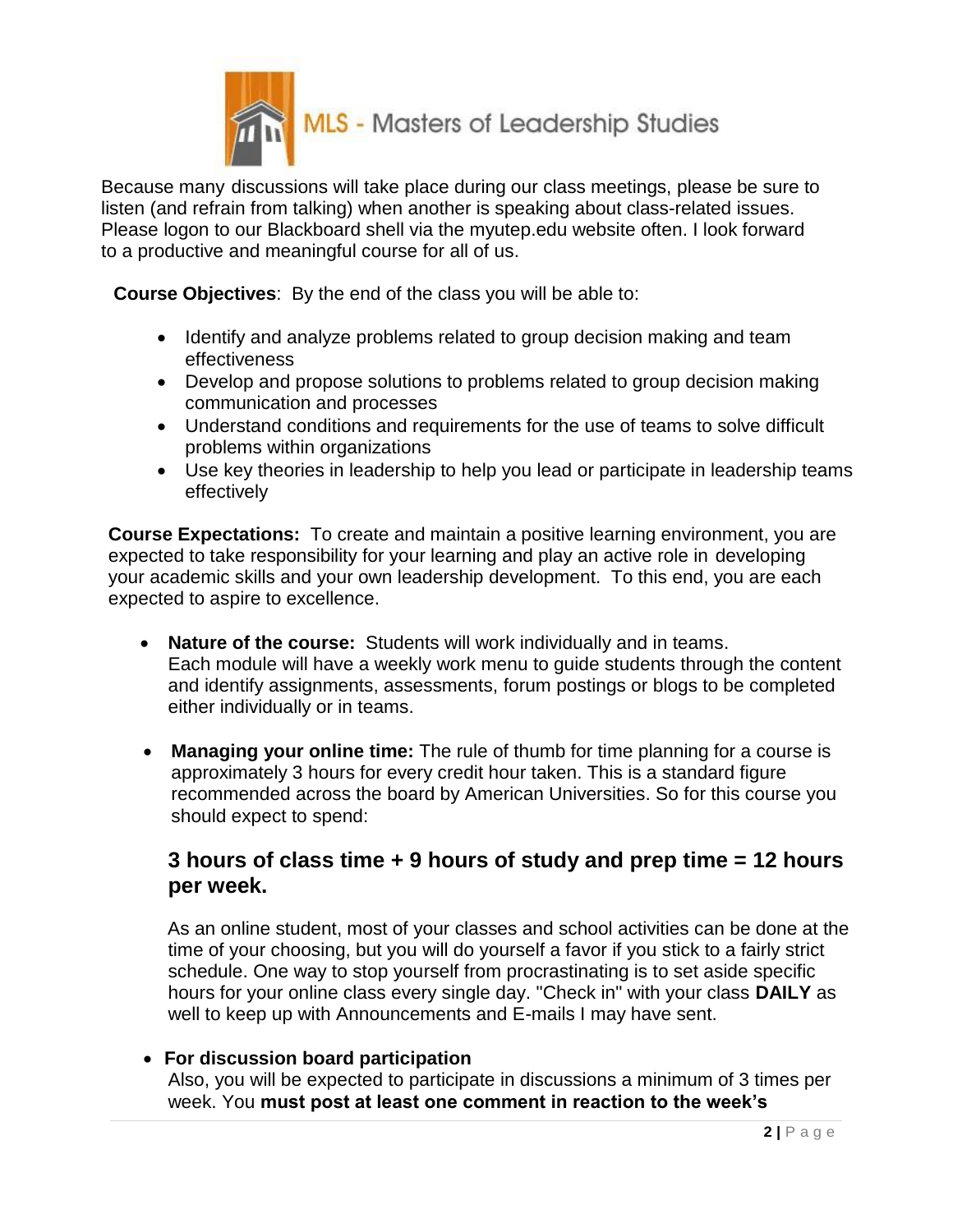Because many discussions will take place during our class meetings, please be sure to listen (and refrain from talking) when another is speaking about class-related issues. Please logon to our Blackboard shell via the myutep.edu website often. I look forward to a productive and meaningful course for all of us.

**Course Objectives**: By the end of the class you will be able to:

- Identify and analyze problems related to group decision making and team effectiveness
- Develop and propose solutions to problems related to group decision making communication and processes
- Understand conditions and requirements for the use of teams to solve difficult problems within organizations
- Use key theories in leadership to help you lead or participate in leadership teams effectively

**Course Expectations:** To create and maintain a positive learning environment, you are expected to take responsibility for your learning and play an active role in developing your academic skills and your own leadership development. To this end, you are each expected to aspire to excellence.

- **Nature of the course:** Students will work individually and in teams. Each module will have a weekly work menu to guide students through the content and identify assignments, assessments, forum postings or blogs to be completed either individually or in teams.

- **Managing your online time:** The rule of thumb for time planning for a course is approximately 3 hours for every credit hour taken. This is a standard figure recommended across the board by American Universities. So for this course you should expect to spend:

  **3 hours of class time + 9 hours of study and prep time = 12 hours per week.**

  As an online student, most of your classes and school activities can be done at the time of your choosing, but you will do yourself a favor if you stick to a fairly strict schedule. One way to stop yourself from procrastinating is to set aside specific hours for your online class every single day. "Check in" with your class **DAILY** as well to keep up with Announcements and E-mails I may have sent.

- **For discussion board participation**
  Also, you will be expected to participate in discussions a minimum of 3 times per week. You **must post at least one comment in reaction to the week's**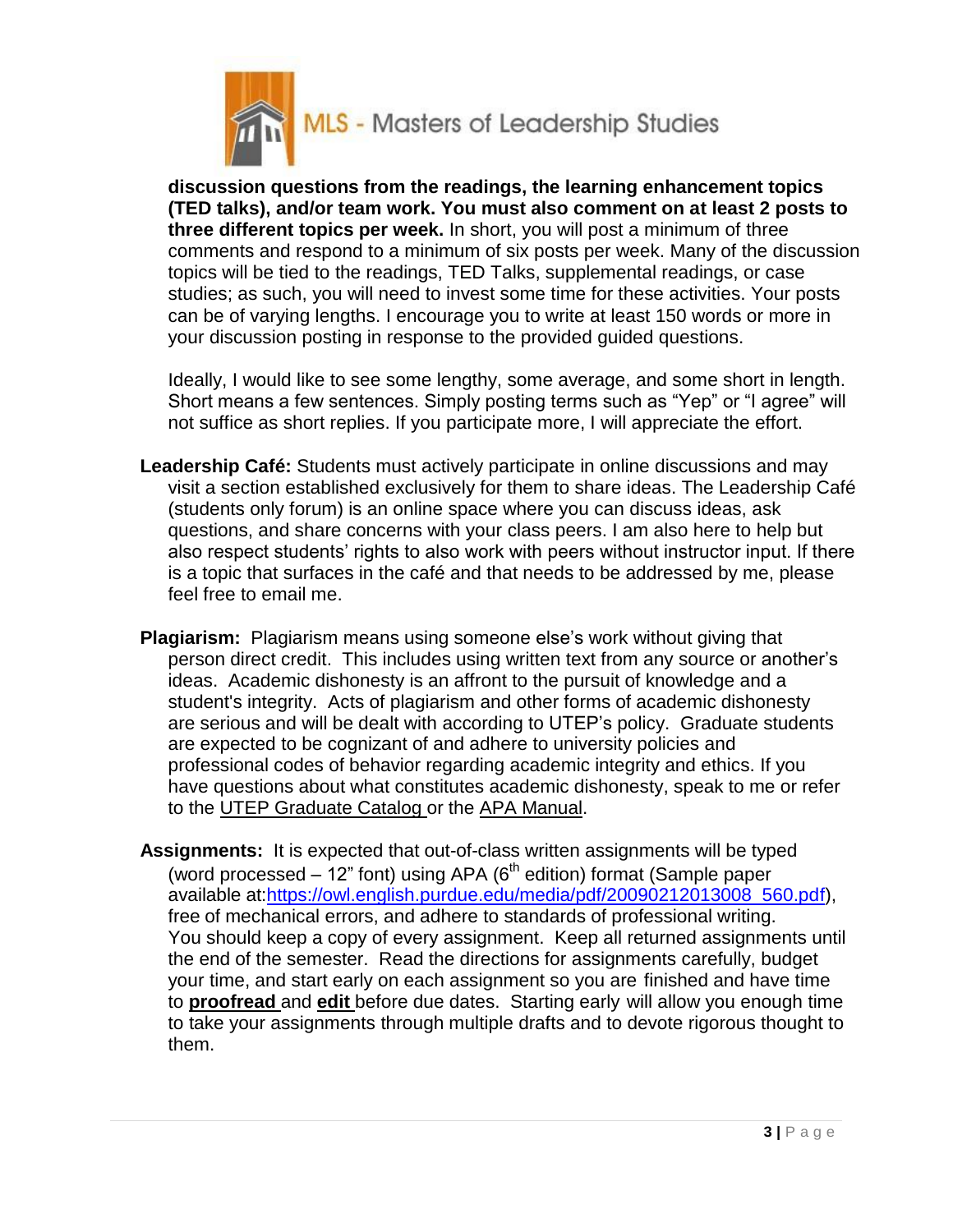**discussion questions from the readings, the learning enhancement topics (TED talks), and/or team work. You must also comment on at least 2 posts to three different topics per week.** In short, you will post a minimum of three comments and respond to a minimum of six posts per week. Many of the discussion topics will be tied to the readings, TED Talks, supplemental readings, or case studies; as such, you will need to invest some time for these activities. Your posts can be of varying lengths. I encourage you to write at least 150 words or more in your discussion posting in response to the provided guided questions.

Ideally, I would like to see some lengthy, some average, and some short in length. Short means a few sentences. Simply posting terms such as "Yep" or "I agree" will not suffice as short replies. If you participate more, I will appreciate the effort.

**Leadership Café:** Students must actively participate in online discussions and may visit a section established exclusively for them to share ideas. The Leadership Café (students only forum) is an online space where you can discuss ideas, ask questions, and share concerns with your class peers. I am also here to help but also respect students' rights to also work with peers without instructor input. If there is a topic that surfaces in the café and that needs to be addressed by me, please feel free to email me.

**Plagiarism:** Plagiarism means using someone else's work without giving that person direct credit. This includes using written text from any source or another's ideas. Academic dishonesty is an affront to the pursuit of knowledge and a student's integrity. Acts of plagiarism and other forms of academic dishonesty are serious and will be dealt with according to UTEP's policy. Graduate students are expected to be cognizant of and adhere to university policies and professional codes of behavior regarding academic integrity and ethics. If you have questions about what constitutes academic dishonesty, speak to me or refer to the UTEP Graduate Catalog or the APA Manual.

**Assignments:** It is expected that out-of-class written assignments will be typed (word processed – 12" font) using APA (6th edition) format (Sample paper available at:https://owl.english.purdue.edu/media/pdf/20090212013008_560.pdf), free of mechanical errors, and adhere to standards of professional writing. You should keep a copy of every assignment. Keep all returned assignments until the end of the semester. Read the directions for assignments carefully, budget your time, and start early on each assignment so you are finished and have time to **proofread** and **edit** before due dates. Starting early will allow you enough time to take your assignments through multiple drafts and to devote rigorous thought to them.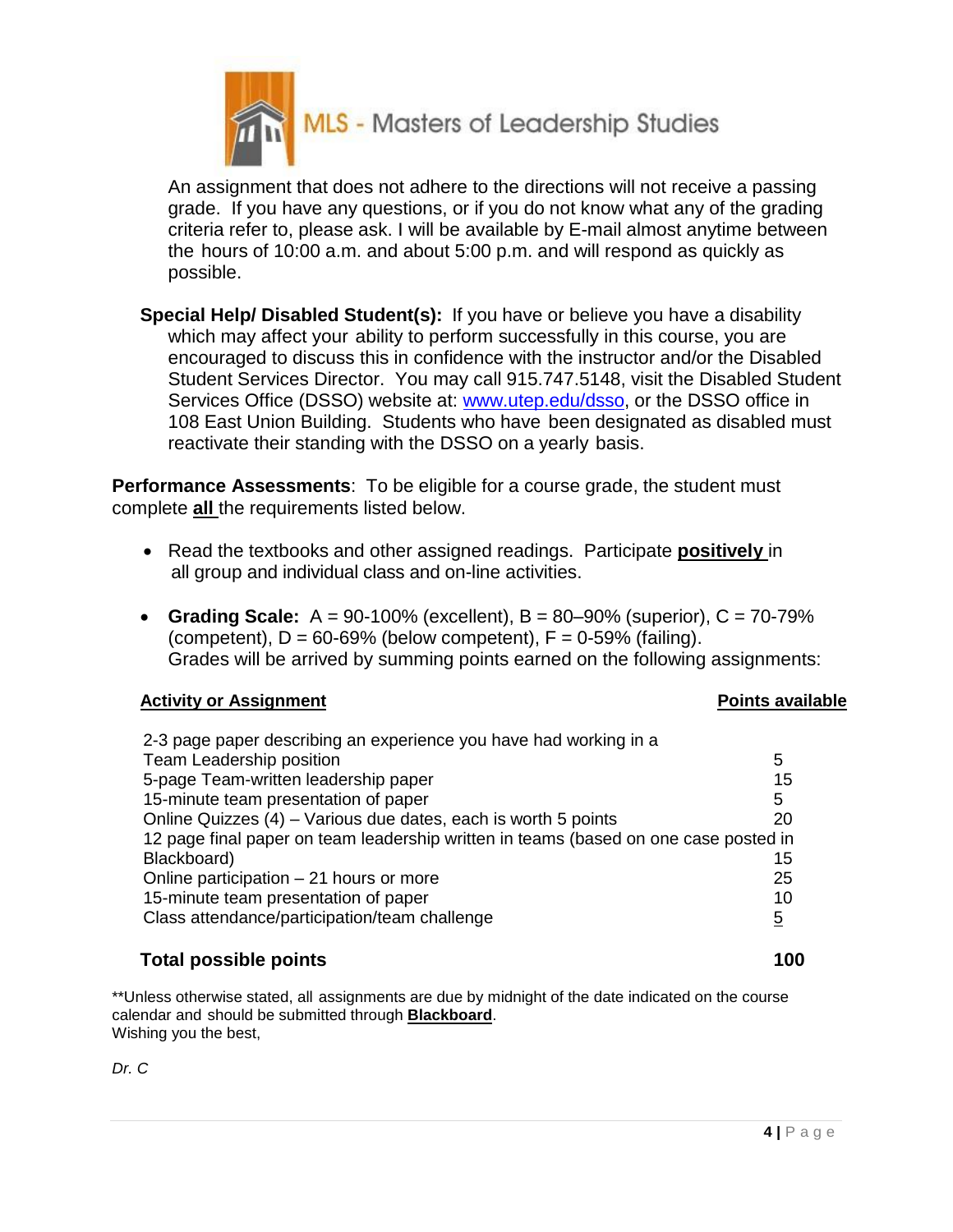An assignment that does not adhere to the directions will not receive a passing grade. If you have any questions, or if you do not know what any of the grading criteria refer to, please ask. I will be available by E-mail almost anytime between the hours of 10:00 a.m. and about 5:00 p.m. and will respond as quickly as possible.

**Special Help/ Disabled Student(s):** If you have or believe you have a disability which may affect your ability to perform successfully in this course, you are encouraged to discuss this in confidence with the instructor and/or the Disabled Student Services Director. You may call 915.747.5148, visit the Disabled Student Services Office (DSSO) website at: www.utep.edu/dsso, or the DSSO office in 108 East Union Building. Students who have been designated as disabled must reactivate their standing with the DSSO on a yearly basis.

**Performance Assessments**: To be eligible for a course grade, the student must complete **all** the requirements listed below.

- Read the textbooks and other assigned readings. Participate **positively** in all group and individual class and on-line activities.
- **Grading Scale:** A = 90-100% (excellent), B = 80–90% (superior), C = 70-79% (competent), D = 60-69% (below competent), F = 0-59% (failing). Grades will be arrived by summing points earned on the following assignments:

| Activity or Assignment | Points available |
|---|---|
| 2-3 page paper describing an experience you have had working in a Team Leadership position | 5 |
| 5-page Team-written leadership paper | 15 |
| 15-minute team presentation of paper | 5 |
| Online Quizzes (4) – Various due dates, each is worth 5 points | 20 |
| 12 page final paper on team leadership written in teams (based on one case posted in Blackboard) | 15 |
| Online participation – 21 hours or more | 25 |
| 15-minute team presentation of paper | 10 |
| Class attendance/participation/team challenge | 5 |
| **Total possible points** | **100** |

**Unless otherwise stated, all assignments are due by midnight of the date indicated on the course calendar and should be submitted through **Blackboard**.

Wishing you the best,

*Dr. C*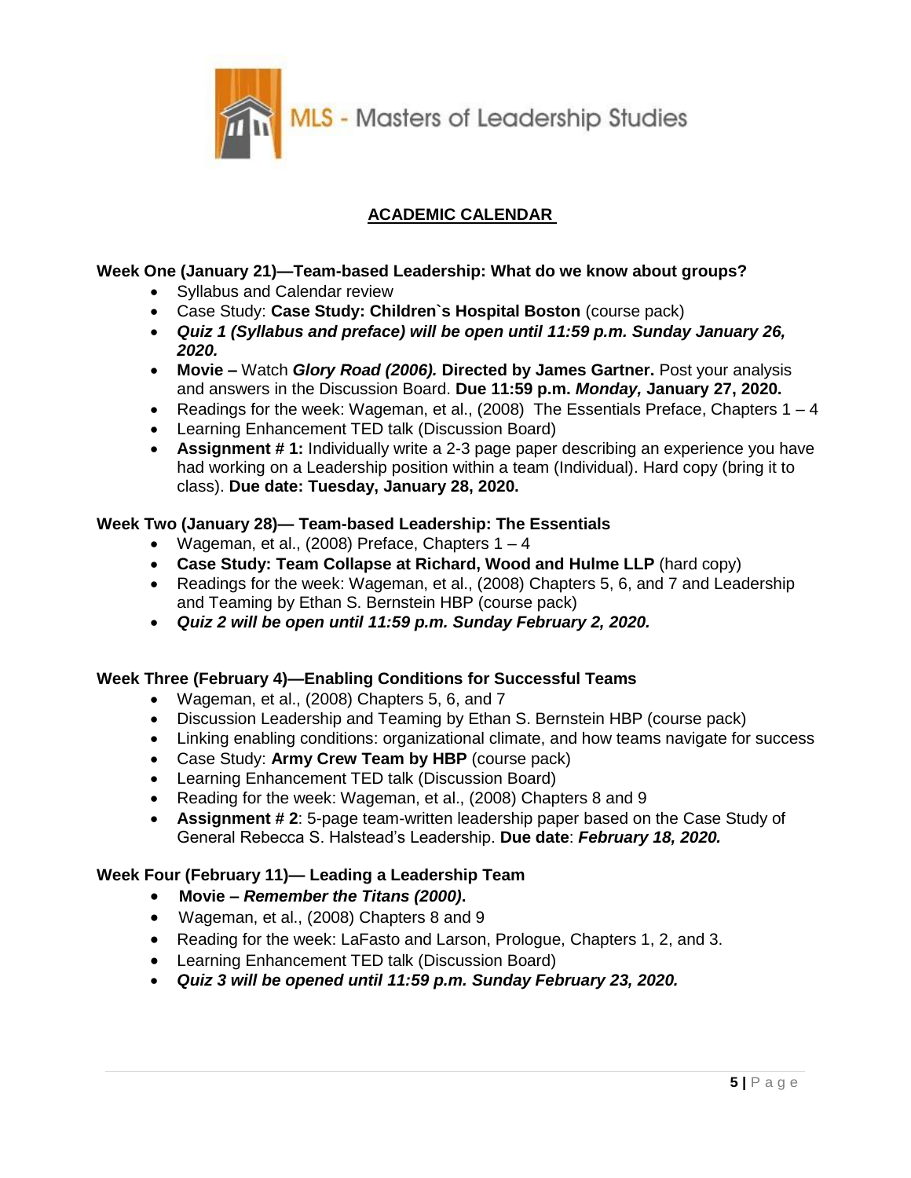MLS - Masters of Leadership Studies

## ACADEMIC CALENDAR

### Week One (January 21)—Team-based Leadership: What do we know about groups?

- Syllabus and Calendar review
- Case Study: **Case Study: Children`s Hospital Boston** (course pack)
- ***Quiz 1 (Syllabus and preface) will be open until 11:59 p.m. Sunday January 26, 2020.***
- **Movie –** Watch ***Glory Road (2006).*** **Directed by James Gartner.** Post your analysis and answers in the Discussion Board. **Due 11:59 p.m.** ***Monday,*** **January 27, 2020.**
- Readings for the week: Wageman, et al., (2008) The Essentials Preface, Chapters 1 – 4
- Learning Enhancement TED talk (Discussion Board)
- **Assignment # 1:** Individually write a 2-3 page paper describing an experience you have had working on a Leadership position within a team (Individual). Hard copy (bring it to class). **Due date: Tuesday, January 28, 2020.**

### Week Two (January 28)— Team-based Leadership: The Essentials

- Wageman, et al., (2008) Preface, Chapters 1 – 4
- **Case Study: Team Collapse at Richard, Wood and Hulme LLP** (hard copy)
- Readings for the week: Wageman, et al., (2008) Chapters 5, 6, and 7 and Leadership and Teaming by Ethan S. Bernstein HBP (course pack)
- ***Quiz 2 will be open until 11:59 p.m. Sunday February 2, 2020.***

### Week Three (February 4)—Enabling Conditions for Successful Teams

- Wageman, et al., (2008) Chapters 5, 6, and 7
- Discussion Leadership and Teaming by Ethan S. Bernstein HBP (course pack)
- Linking enabling conditions: organizational climate, and how teams navigate for success
- Case Study: **Army Crew Team by HBP** (course pack)
- Learning Enhancement TED talk (Discussion Board)
- Reading for the week: Wageman, et al., (2008) Chapters 8 and 9
- **Assignment # 2**: 5-page team-written leadership paper based on the Case Study of General Rebecca S. Halstead's Leadership. **Due date**: ***February 18, 2020.***

### Week Four (February 11)— Leading a Leadership Team

- **Movie –** ***Remember the Titans (2000).***
- Wageman, et al., (2008) Chapters 8 and 9
- Reading for the week: LaFasto and Larson, Prologue, Chapters 1, 2, and 3.
- Learning Enhancement TED talk (Discussion Board)
- ***Quiz 3 will be opened until 11:59 p.m. Sunday February 23, 2020.***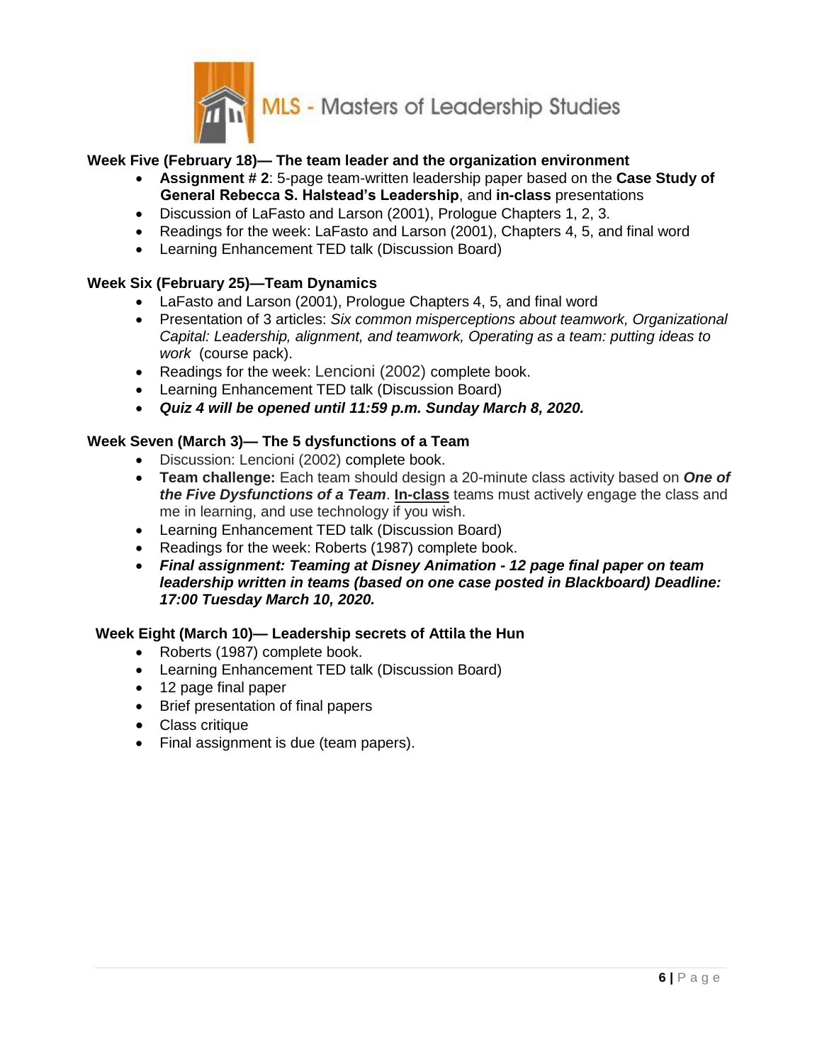MLS - Masters of Leadership Studies

**Week Five (February 18)— The team leader and the organization environment**

- **Assignment # 2**: 5-page team-written leadership paper based on the **Case Study of General Rebecca S. Halstead's Leadership**, and **in-class** presentations
- Discussion of LaFasto and Larson (2001), Prologue Chapters 1, 2, 3.
- Readings for the week: LaFasto and Larson (2001), Chapters 4, 5, and final word
- Learning Enhancement TED talk (Discussion Board)

**Week Six (February 25)—Team Dynamics**

- LaFasto and Larson (2001), Prologue Chapters 4, 5, and final word
- Presentation of 3 articles: *Six common misperceptions about teamwork, Organizational Capital: Leadership, alignment, and teamwork, Operating as a team: putting ideas to work* (course pack).
- Readings for the week: Lencioni (2002) complete book.
- Learning Enhancement TED talk (Discussion Board)
- ***Quiz 4 will be opened until 11:59 p.m. Sunday March 8, 2020.***

**Week Seven (March 3)— The 5 dysfunctions of a Team**

- Discussion: Lencioni (2002) complete book.
- **Team challenge:** Each team should design a 20-minute class activity based on ***One of the Five Dysfunctions of a Team***. **In-class** teams must actively engage the class and me in learning, and use technology if you wish.
- Learning Enhancement TED talk (Discussion Board)
- Readings for the week: Roberts (1987) complete book.
- ***Final assignment: Teaming at Disney Animation - 12 page final paper on team leadership written in teams (based on one case posted in Blackboard) Deadline: 17:00 Tuesday March 10, 2020.***

**Week Eight (March 10)— Leadership secrets of Attila the Hun**

- Roberts (1987) complete book.
- Learning Enhancement TED talk (Discussion Board)
- 12 page final paper
- Brief presentation of final papers
- Class critique
- Final assignment is due (team papers).